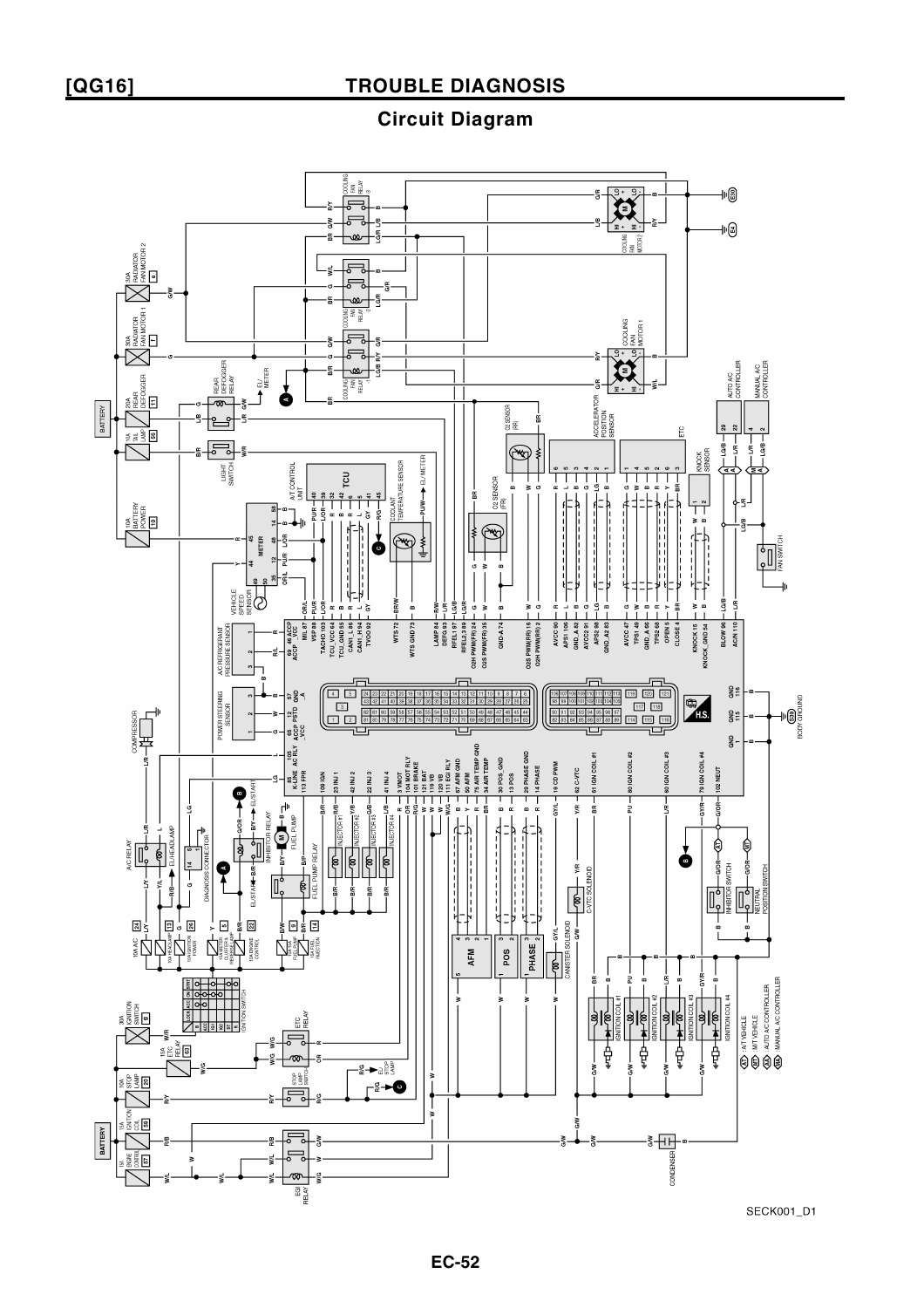# [QG16] TROUBLE DIAGNOSIS

## Circuit Diagram

SECK001_D1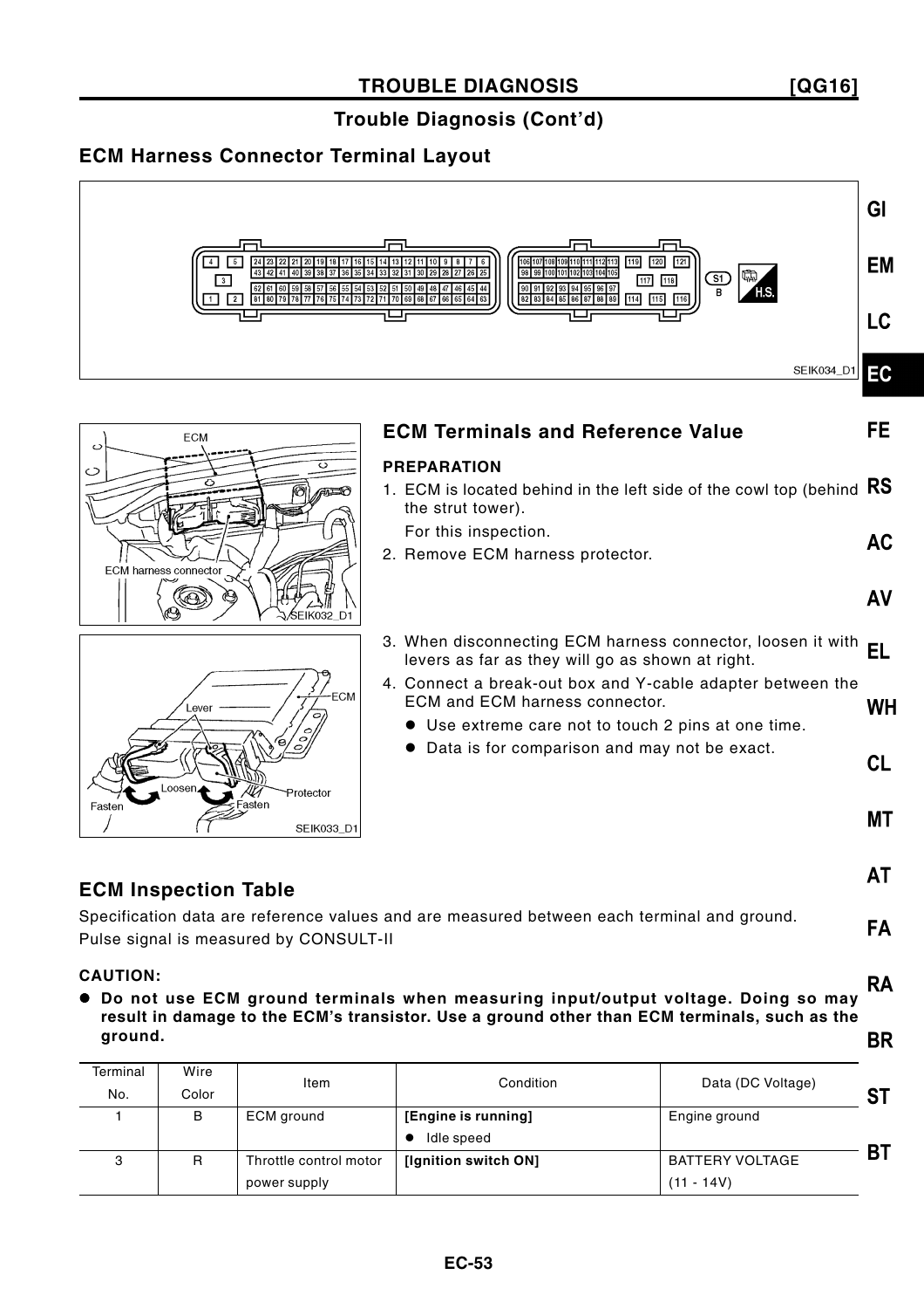## Trouble Diagnosis (Cont'd)

### ECM Harness Connector Terminal Layout

SEIK034_D1

### ECM Terminals and Reference Value

SEIK032_D1

SEIK033_D1

**PREPARATION**

1. ECM is located behind in the left side of the cowl top (behind the strut tower).
   For this inspection.
2. Remove ECM harness protector.
3. When disconnecting ECM harness connector, loosen it with levers as far as they will go as shown at right.
4. Connect a break-out box and Y-cable adapter between the ECM and ECM harness connector.
   - Use extreme care not to touch 2 pins at one time.
   - Data is for comparison and may not be exact.

### ECM Inspection Table

Specification data are reference values and are measured between each terminal and ground.
Pulse signal is measured by CONSULT-II

**CAUTION:**

- **Do not use ECM ground terminals when measuring input/output voltage. Doing so may result in damage to the ECM's transistor. Use a ground other than ECM terminals, such as the ground.**

| Terminal No. | Wire Color | Item | Condition | Data (DC Voltage) |
|---|---|---|---|---|
| 1 | B | ECM ground | **[Engine is running]**<br>● Idle speed | Engine ground |
| 3 | R | Throttle control motor power supply | **[Ignition switch ON]** | BATTERY VOLTAGE<br>(11 - 14V) |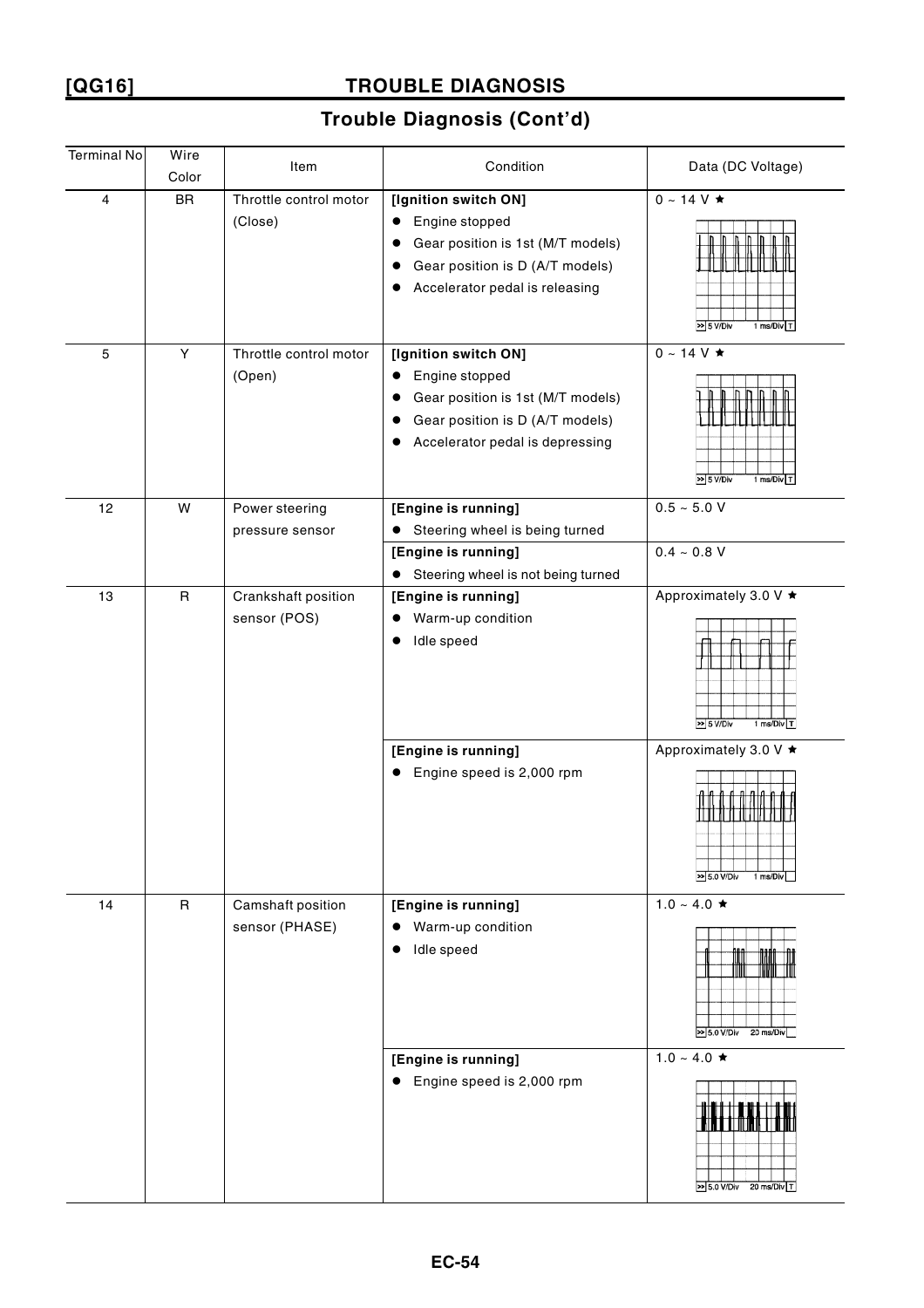## [QG16] TROUBLE DIAGNOSIS

### Trouble Diagnosis (Cont'd)

| Terminal No | Wire Color | Item | Condition | Data (DC Voltage) |
|---|---|---|---|---|
| 4 | BR | Throttle control motor (Close) | **[Ignition switch ON]**<br>● Engine stopped<br>● Gear position is 1st (M/T models)<br>● Gear position is D (A/T models)<br>● Accelerator pedal is releasing | 0 ~ 14 V ★<br>5 V/Div 1 ms/Div T |
| 5 | Y | Throttle control motor (Open) | **[Ignition switch ON]**<br>● Engine stopped<br>● Gear position is 1st (M/T models)<br>● Gear position is D (A/T models)<br>● Accelerator pedal is depressing | 0 ~ 14 V ★<br>5 V/Div 1 ms/Div T |
| 12 | W | Power steering pressure sensor | **[Engine is running]**<br>● Steering wheel is being turned | 0.5 ~ 5.0 V |
| | | | **[Engine is running]**<br>● Steering wheel is not being turned | 0.4 ~ 0.8 V |
| 13 | R | Crankshaft position sensor (POS) | **[Engine is running]**<br>● Warm-up condition<br>● Idle speed | Approximately 3.0 V ★<br>5 V/Div 1 ms/Div T |
| | | | **[Engine is running]**<br>● Engine speed is 2,000 rpm | Approximately 3.0 V ★<br>5.0 V/Div 1 ms/Div |
| 14 | R | Camshaft position sensor (PHASE) | **[Engine is running]**<br>● Warm-up condition<br>● Idle speed | 1.0 ~ 4.0 ★<br>5.0 V/Div 20 ms/Div |
| | | | **[Engine is running]**<br>● Engine speed is 2,000 rpm | 1.0 ~ 4.0 ★<br>5.0 V/Div 20 ms/Div T |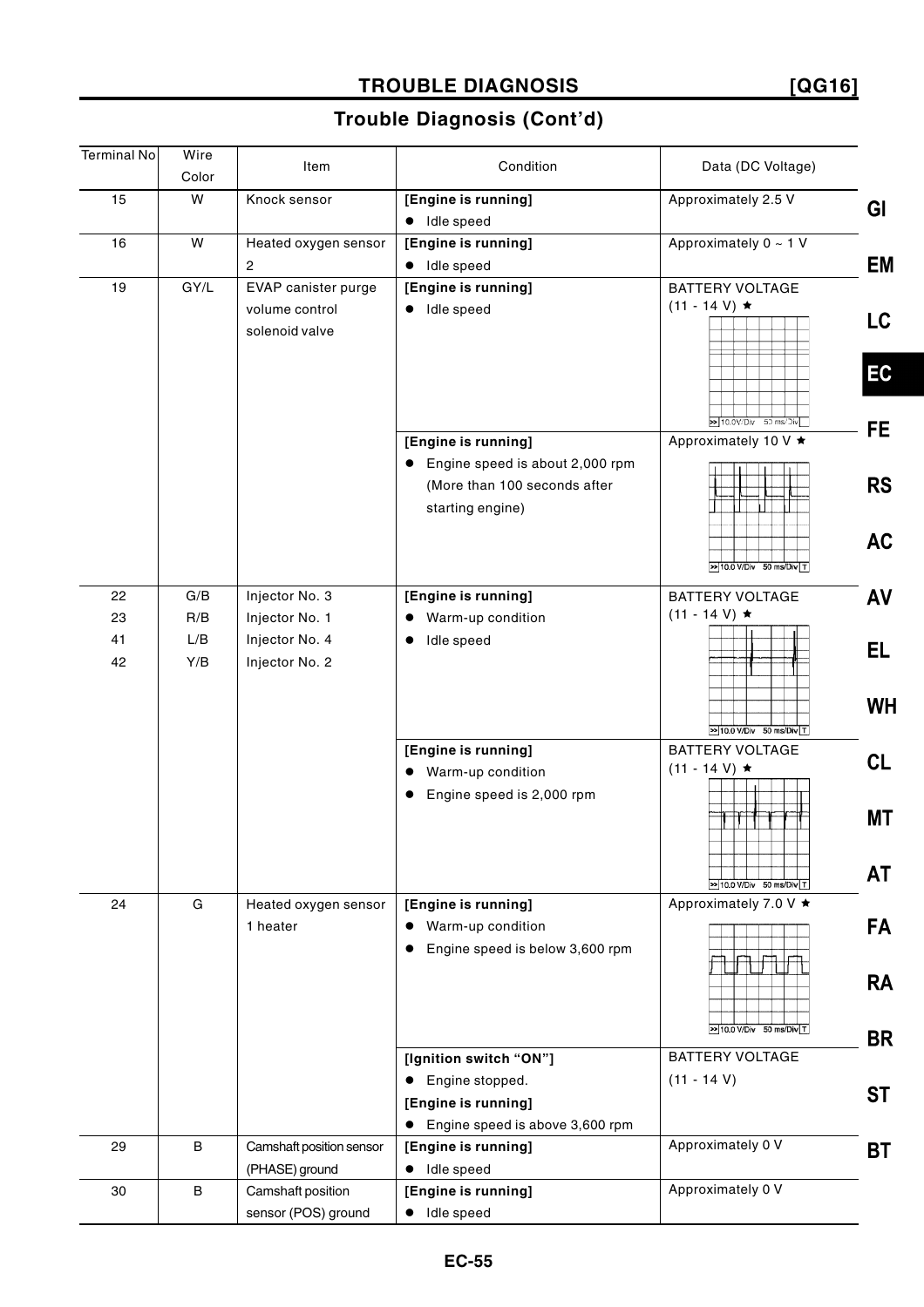## Trouble Diagnosis (Cont'd)

| Terminal No | Wire Color | Item | Condition | Data (DC Voltage) |
|---|---|---|---|---|
| 15 | W | Knock sensor | **[Engine is running]**<br>● Idle speed | Approximately 2.5 V |
| 16 | W | Heated oxygen sensor 2 | **[Engine is running]**<br>● Idle speed | Approximately 0 ~ 1 V |
| 19 | GY/L | EVAP canister purge volume control solenoid valve | **[Engine is running]**<br>● Idle speed | BATTERY VOLTAGE<br>(11 - 14 V) ★<br>10.0V/Div 50 ms/Div |
| | | | **[Engine is running]**<br>● Engine speed is about 2,000 rpm (More than 100 seconds after starting engine) | Approximately 10 V ★<br>10.0 V/Div 50 ms/Div T |
| 22<br>23<br>41<br>42 | G/B<br>R/B<br>L/B<br>Y/B | Injector No. 3<br>Injector No. 1<br>Injector No. 4<br>Injector No. 2 | **[Engine is running]**<br>● Warm-up condition<br>● Idle speed | BATTERY VOLTAGE<br>(11 - 14 V) ★<br>10.0 V/Div 50 ms/Div T |
| | | | **[Engine is running]**<br>● Warm-up condition<br>● Engine speed is 2,000 rpm | BATTERY VOLTAGE<br>(11 - 14 V) ★<br>10.0 V/Div 50 ms/Div T |
| 24 | G | Heated oxygen sensor 1 heater | **[Engine is running]**<br>● Warm-up condition<br>● Engine speed is below 3,600 rpm | Approximately 7.0 V ★<br>10.0 V/Div 50 ms/Div T |
| | | | **[Ignition switch "ON"]**<br>● Engine stopped.<br>**[Engine is running]**<br>● Engine speed is above 3,600 rpm | BATTERY VOLTAGE<br>(11 - 14 V) |
| 29 | B | Camshaft position sensor (PHASE) ground | **[Engine is running]**<br>● Idle speed | Approximately 0 V |
| 30 | B | Camshaft position sensor (POS) ground | **[Engine is running]**<br>● Idle speed | Approximately 0 V |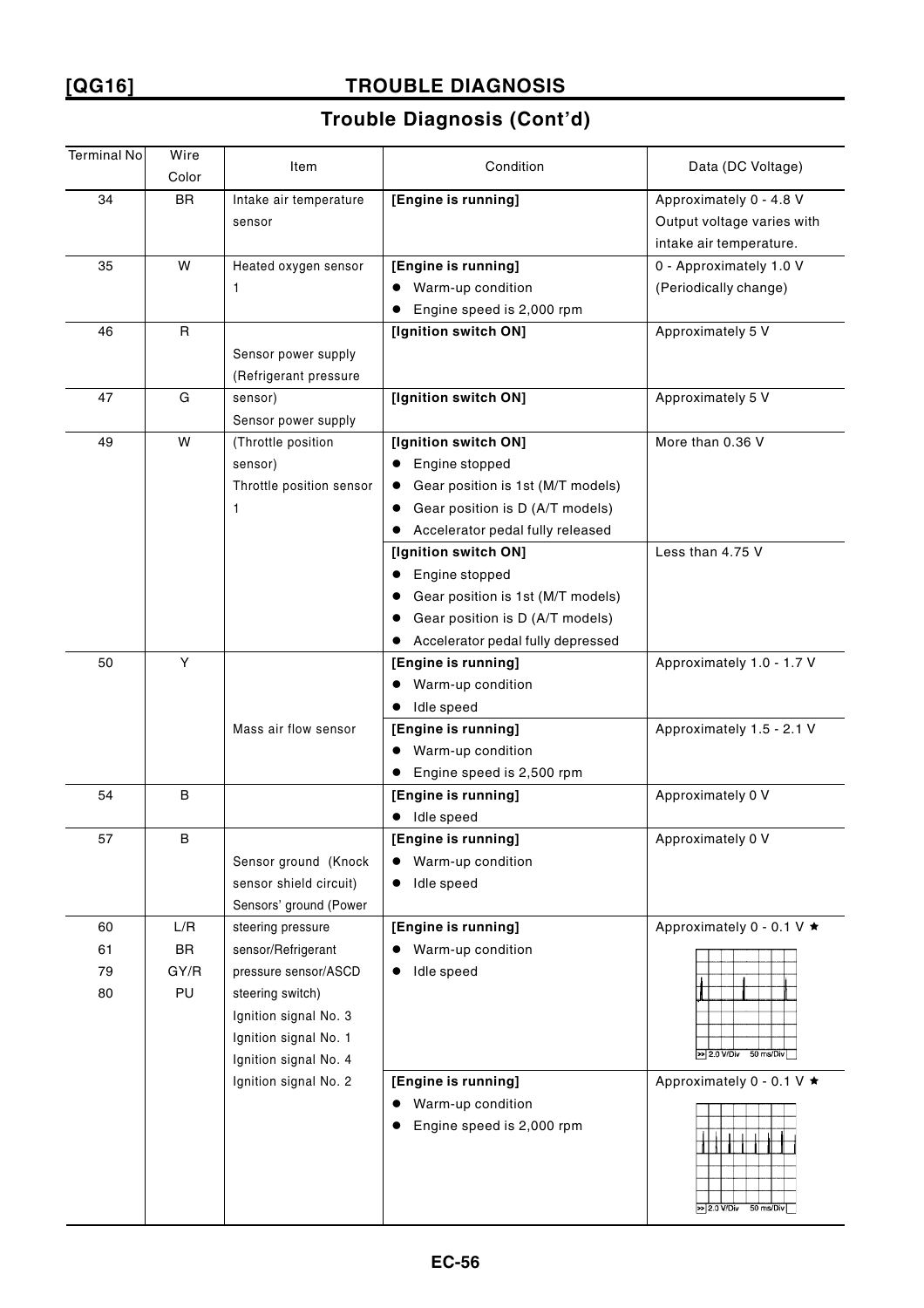## TROUBLE DIAGNOSIS

### Trouble Diagnosis (Cont'd)

| Terminal No | Wire Color | Item | Condition | Data (DC Voltage) |
|---|---|---|---|---|
| 34 | BR | Intake air temperature sensor | **[Engine is running]** | Approximately 0 - 4.8 V<br>Output voltage varies with intake air temperature. |
| 35 | W | Heated oxygen sensor 1 | **[Engine is running]**<br>● Warm-up condition<br>● Engine speed is 2,000 rpm | 0 - Approximately 1.0 V<br>(Periodically change) |
| 46 | R | Sensor power supply (Refrigerant pressure sensor) | **[Ignition switch ON]** | Approximately 5 V |
| 47 | G | Sensor power supply (Throttle position sensor) | **[Ignition switch ON]** | Approximately 5 V |
| 49 | W | Throttle position sensor 1 | **[Ignition switch ON]**<br>● Engine stopped<br>● Gear position is 1st (M/T models)<br>● Gear position is D (A/T models)<br>● Accelerator pedal fully released | More than 0.36 V |
| | | | **[Ignition switch ON]**<br>● Engine stopped<br>● Gear position is 1st (M/T models)<br>● Gear position is D (A/T models)<br>● Accelerator pedal fully depressed | Less than 4.75 V |
| 50 | Y | Mass air flow sensor | **[Engine is running]**<br>● Warm-up condition<br>● Idle speed | Approximately 1.0 - 1.7 V |
| | | | **[Engine is running]**<br>● Warm-up condition<br>● Engine speed is 2,500 rpm | Approximately 1.5 - 2.1 V |
| 54 | B | Sensor ground (Knock sensor shield circuit) | **[Engine is running]**<br>● Idle speed | Approximately 0 V |
| 57 | B | Sensors' ground (Power steering pressure sensor/Refrigerant pressure sensor/ASCD steering switch) | **[Engine is running]**<br>● Warm-up condition<br>● Idle speed | Approximately 0 V |
| 60<br>61<br>79<br>80 | L/R<br>BR<br>GY/R<br>PU | Ignition signal No. 3<br>Ignition signal No. 1<br>Ignition signal No. 4<br>Ignition signal No. 2 | **[Engine is running]**<br>● Warm-up condition<br>● Idle speed | Approximately 0 - 0.1 V ★<br>>> 2.0 V/Div 50 ms/Div |
| | | | **[Engine is running]**<br>● Warm-up condition<br>● Engine speed is 2,000 rpm | Approximately 0 - 0.1 V ★<br>>> 2.0 V/Div 50 ms/Div |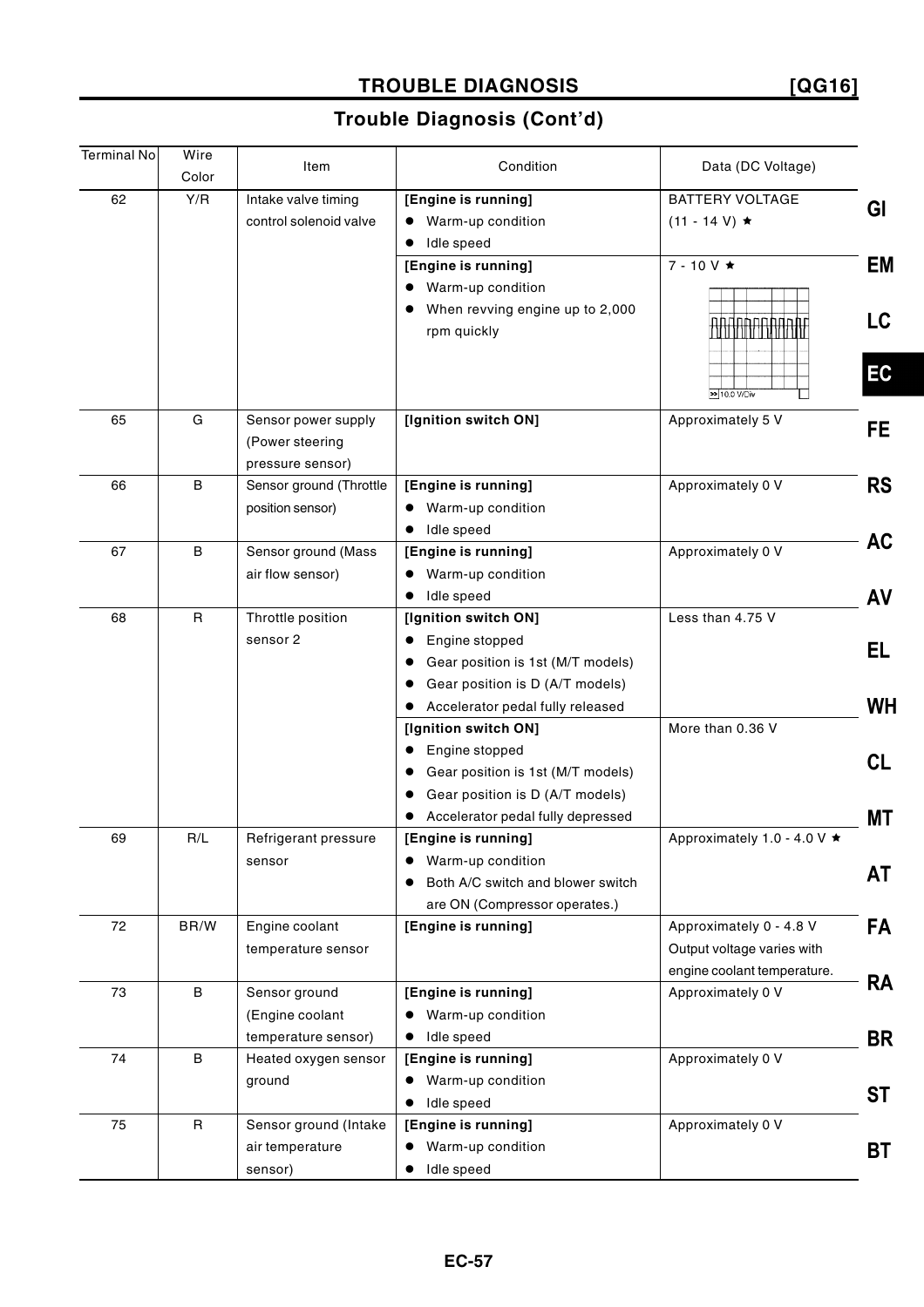## Trouble Diagnosis (Cont'd)

| Terminal No | Wire Color | Item | Condition | Data (DC Voltage) |
|---|---|---|---|---|
| 62 | Y/R | Intake valve timing control solenoid valve | **[Engine is running]**<br>● Warm-up condition<br>● Idle speed | BATTERY VOLTAGE<br>(11 - 14 V) ★ |
| | | | **[Engine is running]**<br>● Warm-up condition<br>● When revving engine up to 2,000 rpm quickly | 7 - 10 V ★<br>10.0 V/Div |
| 65 | G | Sensor power supply (Power steering pressure sensor) | **[Ignition switch ON]** | Approximately 5 V |
| 66 | B | Sensor ground (Throttle position sensor) | **[Engine is running]**<br>● Warm-up condition<br>● Idle speed | Approximately 0 V |
| 67 | B | Sensor ground (Mass air flow sensor) | **[Engine is running]**<br>● Warm-up condition<br>● Idle speed | Approximately 0 V |
| 68 | R | Throttle position sensor 2 | **[Ignition switch ON]**<br>● Engine stopped<br>● Gear position is 1st (M/T models)<br>● Gear position is D (A/T models)<br>● Accelerator pedal fully released | Less than 4.75 V |
| | | | **[Ignition switch ON]**<br>● Engine stopped<br>● Gear position is 1st (M/T models)<br>● Gear position is D (A/T models)<br>● Accelerator pedal fully depressed | More than 0.36 V |
| 69 | R/L | Refrigerant pressure sensor | **[Engine is running]**<br>● Warm-up condition<br>● Both A/C switch and blower switch are ON (Compressor operates.) | Approximately 1.0 - 4.0 V ★ |
| 72 | BR/W | Engine coolant temperature sensor | **[Engine is running]** | Approximately 0 - 4.8 V<br>Output voltage varies with engine coolant temperature. |
| 73 | B | Sensor ground (Engine coolant temperature sensor) | **[Engine is running]**<br>● Warm-up condition<br>● Idle speed | Approximately 0 V |
| 74 | B | Heated oxygen sensor ground | **[Engine is running]**<br>● Warm-up condition<br>● Idle speed | Approximately 0 V |
| 75 | R | Sensor ground (Intake air temperature sensor) | **[Engine is running]**<br>● Warm-up condition<br>● Idle speed | Approximately 0 V |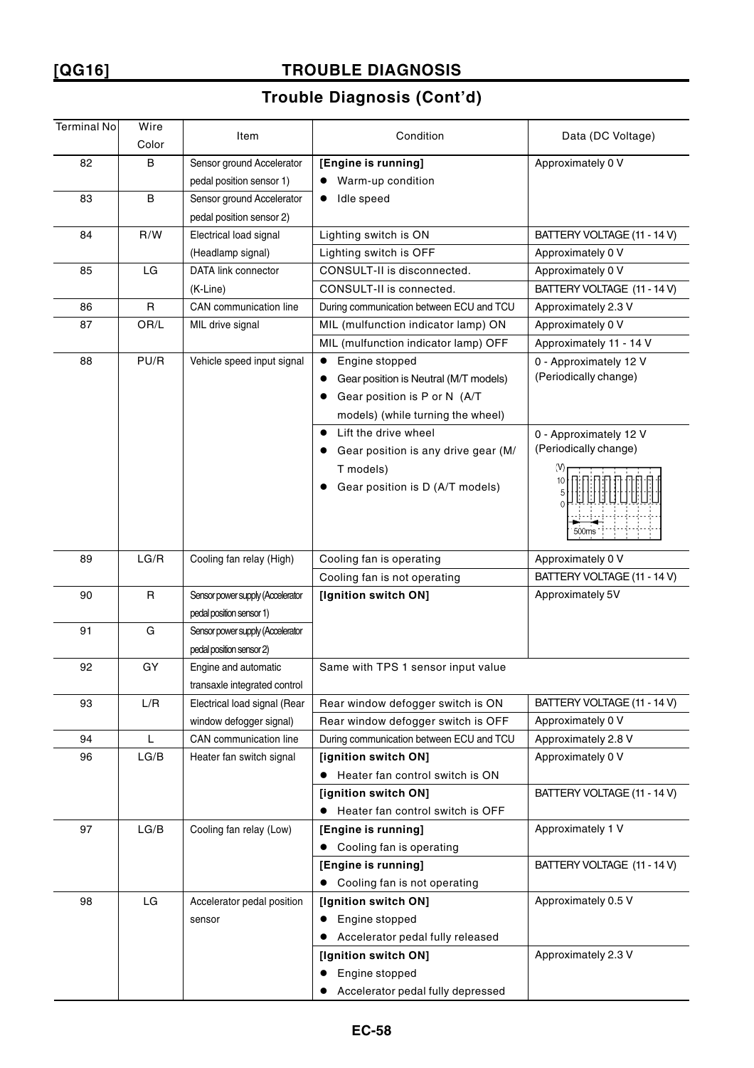## [QG16] TROUBLE DIAGNOSIS

### Trouble Diagnosis (Cont'd)

| Terminal No | Wire Color | Item | Condition | Data (DC Voltage) |
|---|---|---|---|---|
| 82 | B | Sensor ground Accelerator pedal position sensor 1) | **[Engine is running]**<br>● Warm-up condition<br>● Idle speed | Approximately 0 V |
| 83 | B | Sensor ground Accelerator pedal position sensor 2) | | |
| 84 | R/W | Electrical load signal (Headlamp signal) | Lighting switch is ON | BATTERY VOLTAGE (11 - 14 V) |
| | | | Lighting switch is OFF | Approximately 0 V |
| 85 | LG | DATA link connector (K-Line) | CONSULT-II is disconnected. | Approximately 0 V |
| | | | CONSULT-II is connected. | BATTERY VOLTAGE (11 - 14 V) |
| 86 | R | CAN communication line | During communication between ECU and TCU | Approximately 2.3 V |
| 87 | OR/L | MIL drive signal | MIL (mulfunction indicator lamp) ON | Approximately 0 V |
| | | | MIL (mulfunction indicator lamp) OFF | Approximately 11 - 14 V |
| 88 | PU/R | Vehicle speed input signal | ● Engine stopped<br>● Gear position is Neutral (M/T models)<br>● Gear position is P or N (A/T models) (while turning the wheel) | 0 - Approximately 12 V (Periodically change) |
| | | | ● Lift the drive wheel<br>● Gear position is any drive gear (M/T models)<br>● Gear position is D (A/T models) | 0 - Approximately 12 V (Periodically change)<br>(V) 10, 5, 0 — 500ms |
| 89 | LG/R | Cooling fan relay (High) | Cooling fan is operating | Approximately 0 V |
| | | | Cooling fan is not operating | BATTERY VOLTAGE (11 - 14 V) |
| 90 | R | Sensor power supply (Accelerator pedal position sensor 1) | **[Ignition switch ON]** | Approximately 5V |
| 91 | G | Sensor power supply (Accelerator pedal position sensor 2) | | |
| 92 | GY | Engine and automatic transaxle integrated control | Same with TPS 1 sensor input value | |
| 93 | L/R | Electrical load signal (Rear window defogger signal) | Rear window defogger switch is ON | BATTERY VOLTAGE (11 - 14 V) |
| | | | Rear window defogger switch is OFF | Approximately 0 V |
| 94 | L | CAN communication line | During communication between ECU and TCU | Approximately 2.8 V |
| 96 | LG/B | Heater fan switch signal | **[ignition switch ON]**<br>● Heater fan control switch is ON | Approximately 0 V |
| | | | **[ignition switch ON]**<br>● Heater fan control switch is OFF | BATTERY VOLTAGE (11 - 14 V) |
| 97 | LG/B | Cooling fan relay (Low) | **[Engine is running]**<br>● Cooling fan is operating | Approximately 1 V |
| | | | **[Engine is running]**<br>● Cooling fan is not operating | BATTERY VOLTAGE (11 - 14 V) |
| 98 | LG | Accelerator pedal position sensor | **[Ignition switch ON]**<br>● Engine stopped<br>● Accelerator pedal fully released | Approximately 0.5 V |
| | | | **[Ignition switch ON]**<br>● Engine stopped<br>● Accelerator pedal fully depressed | Approximately 2.3 V |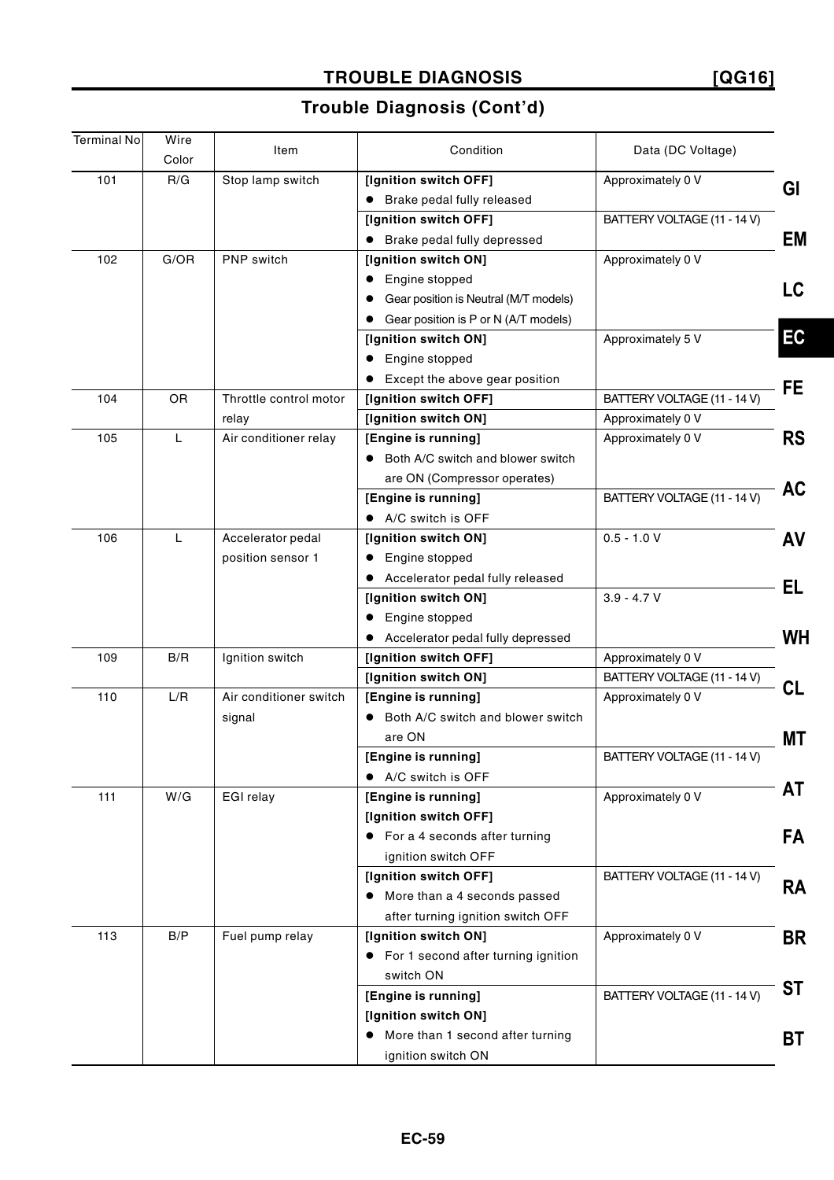## Trouble Diagnosis (Cont'd)

| Terminal No | Wire Color | Item | Condition | Data (DC Voltage) |
|---|---|---|---|---|
| 101 | R/G | Stop lamp switch | **[Ignition switch OFF]**<br>● Brake pedal fully released | Approximately 0 V |
| | | | **[Ignition switch OFF]**<br>● Brake pedal fully depressed | BATTERY VOLTAGE (11 - 14 V) |
| 102 | G/OR | PNP switch | **[Ignition switch ON]**<br>● Engine stopped<br>● Gear position is Neutral (M/T models)<br>● Gear position is P or N (A/T models) | Approximately 0 V |
| | | | **[Ignition switch ON]**<br>● Engine stopped<br>● Except the above gear position | Approximately 5 V |
| 104 | OR | Throttle control motor relay | **[Ignition switch OFF]** | BATTERY VOLTAGE (11 - 14 V) |
| | | | **[Ignition switch ON]** | Approximately 0 V |
| 105 | L | Air conditioner relay | **[Engine is running]**<br>● Both A/C switch and blower switch are ON (Compressor operates) | Approximately 0 V |
| | | | **[Engine is running]**<br>● A/C switch is OFF | BATTERY VOLTAGE (11 - 14 V) |
| 106 | L | Accelerator pedal position sensor 1 | **[Ignition switch ON]**<br>● Engine stopped<br>● Accelerator pedal fully released | 0.5 - 1.0 V |
| | | | **[Ignition switch ON]**<br>● Engine stopped<br>● Accelerator pedal fully depressed | 3.9 - 4.7 V |
| 109 | B/R | Ignition switch | **[Ignition switch OFF]** | Approximately 0 V |
| | | | **[Ignition switch ON]** | BATTERY VOLTAGE (11 - 14 V) |
| 110 | L/R | Air conditioner switch signal | **[Engine is running]**<br>● Both A/C switch and blower switch are ON | Approximately 0 V |
| | | | **[Engine is running]**<br>● A/C switch is OFF | BATTERY VOLTAGE (11 - 14 V) |
| 111 | W/G | EGI relay | **[Engine is running]**<br>**[Ignition switch OFF]**<br>● For a 4 seconds after turning ignition switch OFF | Approximately 0 V |
| | | | **[Ignition switch OFF]**<br>● More than a 4 seconds passed after turning ignition switch OFF | BATTERY VOLTAGE (11 - 14 V) |
| 113 | B/P | Fuel pump relay | **[Ignition switch ON]**<br>● For 1 second after turning ignition switch ON | Approximately 0 V |
| | | | **[Engine is running]**<br>**[Ignition switch ON]**<br>● More than 1 second after turning ignition switch ON | BATTERY VOLTAGE (11 - 14 V) |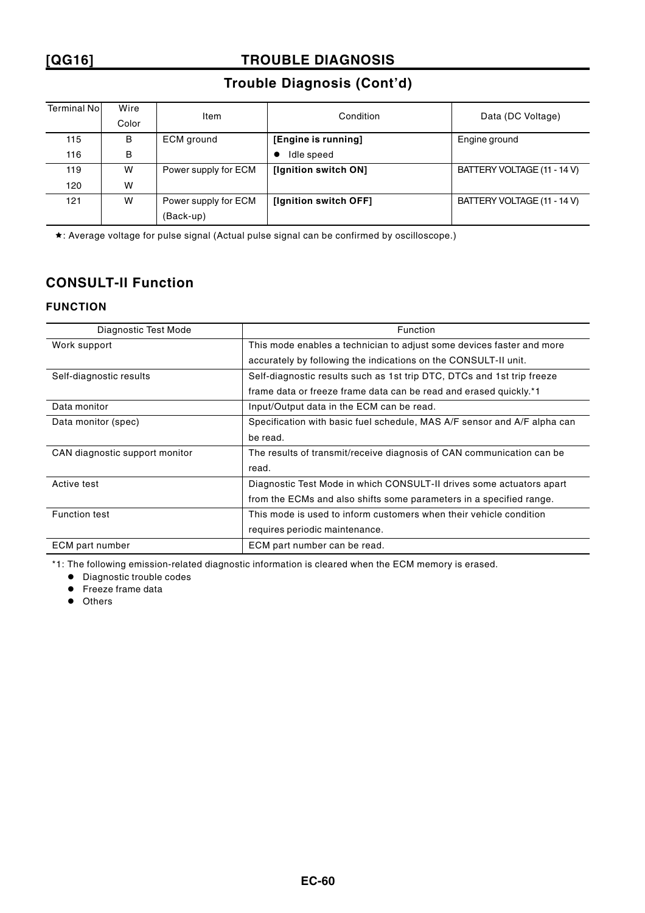## Trouble Diagnosis (Cont'd)

| Terminal No | Wire Color | Item | Condition | Data (DC Voltage) |
|---|---|---|---|---|
| 115<br>116 | B<br>B | ECM ground | **[Engine is running]**<br>● Idle speed | Engine ground |
| 119<br>120 | W<br>W | Power supply for ECM | **[Ignition switch ON]** | BATTERY VOLTAGE (11 - 14 V) |
| 121 | W | Power supply for ECM (Back-up) | **[Ignition switch OFF]** | BATTERY VOLTAGE (11 - 14 V) |

★: Average voltage for pulse signal (Actual pulse signal can be confirmed by oscilloscope.)

## CONSULT-II Function

### FUNCTION

| Diagnostic Test Mode | Function |
|---|---|
| Work support | This mode enables a technician to adjust some devices faster and more accurately by following the indications on the CONSULT-II unit. |
| Self-diagnostic results | Self-diagnostic results such as 1st trip DTC, DTCs and 1st trip freeze frame data or freeze frame data can be read and erased quickly.*1 |
| Data monitor | Input/Output data in the ECM can be read. |
| Data monitor (spec) | Specification with basic fuel schedule, MAS A/F sensor and A/F alpha can be read. |
| CAN diagnostic support monitor | The results of transmit/receive diagnosis of CAN communication can be read. |
| Active test | Diagnostic Test Mode in which CONSULT-II drives some actuators apart from the ECMs and also shifts some parameters in a specified range. |
| Function test | This mode is used to inform customers when their vehicle condition requires periodic maintenance. |
| ECM part number | ECM part number can be read. |

*1: The following emission-related diagnostic information is cleared when the ECM memory is erased.

- Diagnostic trouble codes
- Freeze frame data
- Others